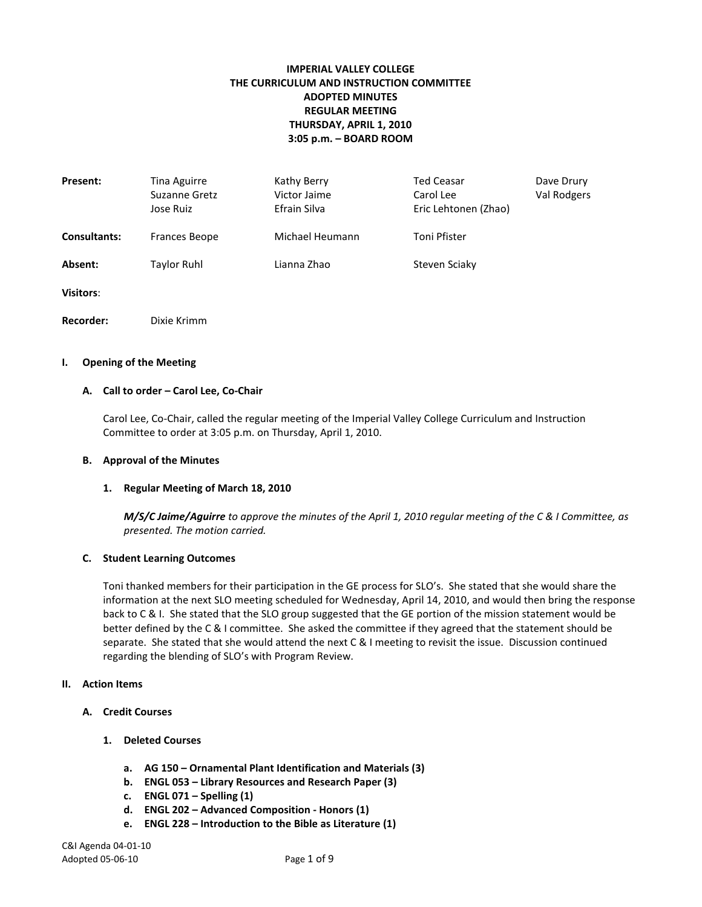**IMPERIAL VALLEY COLLEGE**
**THE CURRICULUM AND INSTRUCTION COMMITTEE**
**ADOPTED MINUTES**
**REGULAR MEETING**
**THURSDAY, APRIL 1, 2010**
**3:05 p.m. – BOARD ROOM**

| | | | | |
|---|---|---|---|---|
| **Present:** | Tina Aguirre | Kathy Berry | Ted Ceasar | Dave Drury |
| | Suzanne Gretz | Victor Jaime | Carol Lee | Val Rodgers |
| | Jose Ruiz | Efrain Silva | Eric Lehtonen (Zhao) | |
| **Consultants:** | Frances Beope | Michael Heumann | Toni Pfister | |
| **Absent:** | Taylor Ruhl | Lianna Zhao | Steven Sciaky | |
| **Visitors**: | | | | |
| **Recorder:** | Dixie Krimm | | | |

## I. Opening of the Meeting

### A. Call to order – Carol Lee, Co-Chair

Carol Lee, Co-Chair, called the regular meeting of the Imperial Valley College Curriculum and Instruction Committee to order at 3:05 p.m. on Thursday, April 1, 2010.

### B. Approval of the Minutes

#### 1. Regular Meeting of March 18, 2010

***M/S/C Jaime/Aguirre*** *to approve the minutes of the April 1, 2010 regular meeting of the C & I Committee, as presented. The motion carried.*

### C. Student Learning Outcomes

Toni thanked members for their participation in the GE process for SLO's. She stated that she would share the information at the next SLO meeting scheduled for Wednesday, April 14, 2010, and would then bring the response back to C & I. She stated that the SLO group suggested that the GE portion of the mission statement would be better defined by the C & I committee. She asked the committee if they agreed that the statement should be separate. She stated that she would attend the next C & I meeting to revisit the issue. Discussion continued regarding the blending of SLO's with Program Review.

## II. Action Items

### A. Credit Courses

#### 1. Deleted Courses

a. **AG 150 – Ornamental Plant Identification and Materials (3)**
b. **ENGL 053 – Library Resources and Research Paper (3)**
c. **ENGL 071 – Spelling (1)**
d. **ENGL 202 – Advanced Composition - Honors (1)**
e. **ENGL 228 – Introduction to the Bible as Literature (1)**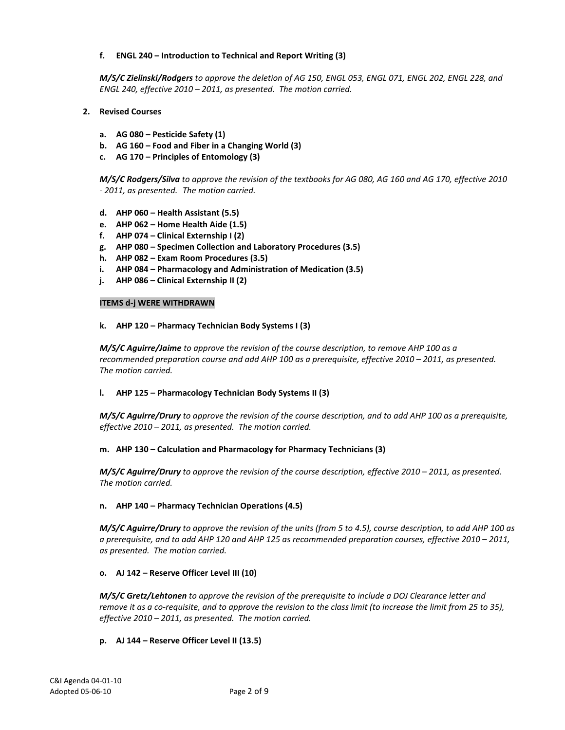**f. ENGL 240 – Introduction to Technical and Report Writing (3)**

***M/S/C Zielinski/Rodgers*** *to approve the deletion of AG 150, ENGL 053, ENGL 071, ENGL 202, ENGL 228, and ENGL 240, effective 2010 – 2011, as presented. The motion carried.*

**2. Revised Courses**

**a. AG 080 – Pesticide Safety (1)**
**b. AG 160 – Food and Fiber in a Changing World (3)**
**c. AG 170 – Principles of Entomology (3)**

***M/S/C Rodgers/Silva*** *to approve the revision of the textbooks for AG 080, AG 160 and AG 170, effective 2010 - 2011, as presented. The motion carried.*

**d. AHP 060 – Health Assistant (5.5)**
**e. AHP 062 – Home Health Aide (1.5)**
**f. AHP 074 – Clinical Externship I (2)**
**g. AHP 080 – Specimen Collection and Laboratory Procedures (3.5)**
**h. AHP 082 – Exam Room Procedures (3.5)**
**i. AHP 084 – Pharmacology and Administration of Medication (3.5)**
**j. AHP 086 – Clinical Externship II (2)**

**ITEMS d-j WERE WITHDRAWN**

**k. AHP 120 – Pharmacy Technician Body Systems I (3)**

***M/S/C Aguirre/Jaime*** *to approve the revision of the course description, to remove AHP 100 as a recommended preparation course and add AHP 100 as a prerequisite, effective 2010 – 2011, as presented. The motion carried.*

**l. AHP 125 – Pharmacology Technician Body Systems II (3)**

***M/S/C Aguirre/Drury*** *to approve the revision of the course description, and to add AHP 100 as a prerequisite, effective 2010 – 2011, as presented. The motion carried.*

**m. AHP 130 – Calculation and Pharmacology for Pharmacy Technicians (3)**

***M/S/C Aguirre/Drury*** *to approve the revision of the course description, effective 2010 – 2011, as presented. The motion carried.*

**n. AHP 140 – Pharmacy Technician Operations (4.5)**

***M/S/C Aguirre/Drury*** *to approve the revision of the units (from 5 to 4.5), course description, to add AHP 100 as a prerequisite, and to add AHP 120 and AHP 125 as recommended preparation courses, effective 2010 – 2011, as presented. The motion carried.*

**o. AJ 142 – Reserve Officer Level III (10)**

***M/S/C Gretz/Lehtonen*** *to approve the revision of the prerequisite to include a DOJ Clearance letter and remove it as a co-requisite, and to approve the revision to the class limit (to increase the limit from 25 to 35), effective 2010 – 2011, as presented. The motion carried.*

**p. AJ 144 – Reserve Officer Level II (13.5)**

C&I Agenda 04-01-10
Adopted 05-06-10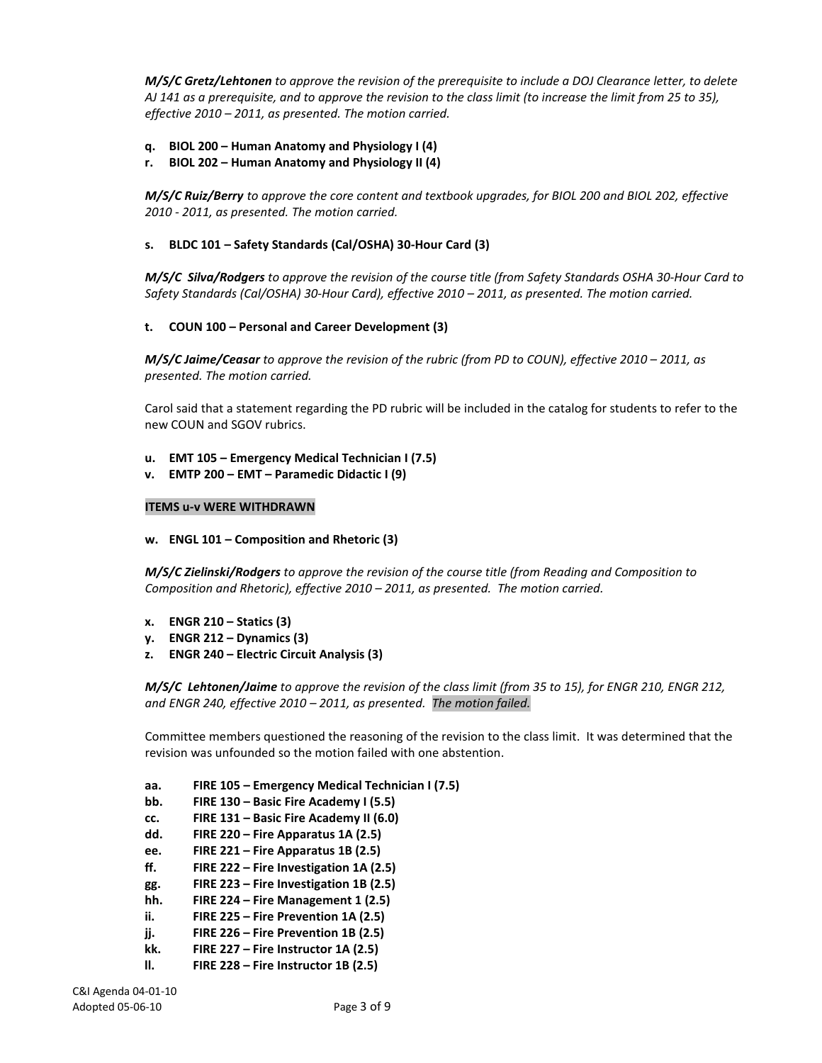***M/S/C Gretz/Lehtonen*** *to approve the revision of the prerequisite to include a DOJ Clearance letter, to delete AJ 141 as a prerequisite, and to approve the revision to the class limit (to increase the limit from 25 to 35), effective 2010 – 2011, as presented. The motion carried.*

**q. BIOL 200 – Human Anatomy and Physiology I (4)**

**r. BIOL 202 – Human Anatomy and Physiology II (4)**

***M/S/C Ruiz/Berry*** *to approve the core content and textbook upgrades, for BIOL 200 and BIOL 202, effective 2010 - 2011, as presented. The motion carried.*

**s. BLDC 101 – Safety Standards (Cal/OSHA) 30-Hour Card (3)**

***M/S/C Silva/Rodgers*** *to approve the revision of the course title (from Safety Standards OSHA 30-Hour Card to Safety Standards (Cal/OSHA) 30-Hour Card), effective 2010 – 2011, as presented. The motion carried.*

**t. COUN 100 – Personal and Career Development (3)**

***M/S/C Jaime/Ceasar*** *to approve the revision of the rubric (from PD to COUN), effective 2010 – 2011, as presented. The motion carried.*

Carol said that a statement regarding the PD rubric will be included in the catalog for students to refer to the new COUN and SGOV rubrics.

**u. EMT 105 – Emergency Medical Technician I (7.5)**

**v. EMTP 200 – EMT – Paramedic Didactic I (9)**

**ITEMS u-v WERE WITHDRAWN**

**w. ENGL 101 – Composition and Rhetoric (3)**

***M/S/C Zielinski/Rodgers*** *to approve the revision of the course title (from Reading and Composition to Composition and Rhetoric), effective 2010 – 2011, as presented. The motion carried.*

**x. ENGR 210 – Statics (3)**

**y. ENGR 212 – Dynamics (3)**

**z. ENGR 240 – Electric Circuit Analysis (3)**

***M/S/C Lehtonen/Jaime*** *to approve the revision of the class limit (from 35 to 15), for ENGR 210, ENGR 212, and ENGR 240, effective 2010 – 2011, as presented. The motion failed.*

Committee members questioned the reasoning of the revision to the class limit. It was determined that the revision was unfounded so the motion failed with one abstention.

**aa. FIRE 105 – Emergency Medical Technician I (7.5)**

**bb. FIRE 130 – Basic Fire Academy I (5.5)**

**cc. FIRE 131 – Basic Fire Academy II (6.0)**

**dd. FIRE 220 – Fire Apparatus 1A (2.5)**

**ee. FIRE 221 – Fire Apparatus 1B (2.5)**

**ff. FIRE 222 – Fire Investigation 1A (2.5)**

**gg. FIRE 223 – Fire Investigation 1B (2.5)**

**hh. FIRE 224 – Fire Management 1 (2.5)**

**ii. FIRE 225 – Fire Prevention 1A (2.5)**

**jj. FIRE 226 – Fire Prevention 1B (2.5)**

**kk. FIRE 227 – Fire Instructor 1A (2.5)**

**ll. FIRE 228 – Fire Instructor 1B (2.5)**

C&I Agenda 04-01-10
Adopted 05-06-10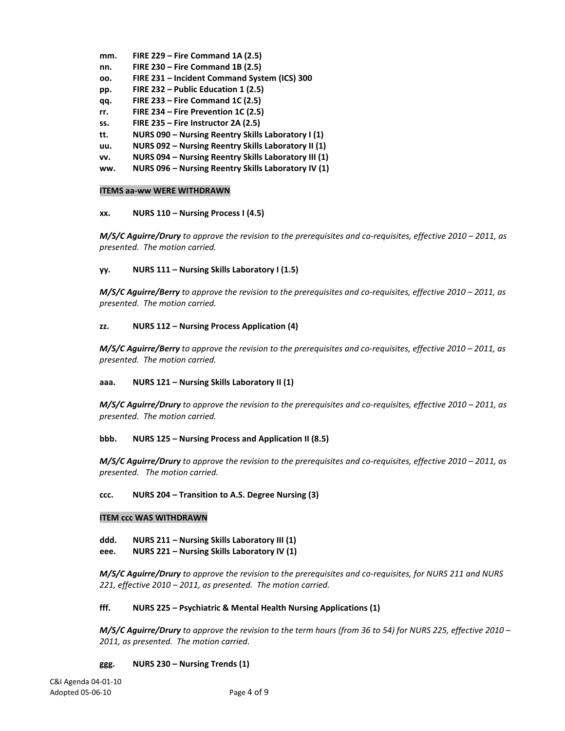**mm. FIRE 229 – Fire Command 1A (2.5)**
**nn. FIRE 230 – Fire Command 1B (2.5)**
**oo. FIRE 231 – Incident Command System (ICS) 300**
**pp. FIRE 232 – Public Education 1 (2.5)**
**qq. FIRE 233 – Fire Command 1C (2.5)**
**rr. FIRE 234 – Fire Prevention 1C (2.5)**
**ss. FIRE 235 – Fire Instructor 2A (2.5)**
**tt. NURS 090 – Nursing Reentry Skills Laboratory I (1)**
**uu. NURS 092 – Nursing Reentry Skills Laboratory II (1)**
**vv. NURS 094 – Nursing Reentry Skills Laboratory III (1)**
**ww. NURS 096 – Nursing Reentry Skills Laboratory IV (1)**

**ITEMS aa-ww WERE WITHDRAWN**

**xx. NURS 110 – Nursing Process I (4.5)**

***M/S/C Aguirre/Drury*** *to approve the revision to the prerequisites and co-requisites, effective 2010 – 2011, as presented. The motion carried.*

**yy. NURS 111 – Nursing Skills Laboratory I (1.5)**

***M/S/C Aguirre/Berry*** *to approve the revision to the prerequisites and co-requisites, effective 2010 – 2011, as presented. The motion carried.*

**zz. NURS 112 – Nursing Process Application (4)**

***M/S/C Aguirre/Berry*** *to approve the revision to the prerequisites and co-requisites, effective 2010 – 2011, as presented. The motion carried.*

**aaa. NURS 121 – Nursing Skills Laboratory II (1)**

***M/S/C Aguirre/Drury*** *to approve the revision to the prerequisites and co-requisites, effective 2010 – 2011, as presented. The motion carried.*

**bbb. NURS 125 – Nursing Process and Application II (8.5)**

***M/S/C Aguirre/Drury*** *to approve the revision to the prerequisites and co-requisites, effective 2010 – 2011, as presented. The motion carried.*

**ccc. NURS 204 – Transition to A.S. Degree Nursing (3)**

**ITEM ccc WAS WITHDRAWN**

**ddd. NURS 211 – Nursing Skills Laboratory III (1)**
**eee. NURS 221 – Nursing Skills Laboratory IV (1)**

***M/S/C Aguirre/Drury*** *to approve the revision to the prerequisites and co-requisites, for NURS 211 and NURS 221, effective 2010 – 2011, as presented. The motion carried.*

**fff. NURS 225 – Psychiatric & Mental Health Nursing Applications (1)**

***M/S/C Aguirre/Drury*** *to approve the revision to the term hours (from 36 to 54) for NURS 225, effective 2010 – 2011, as presented. The motion carried.*

**ggg. NURS 230 – Nursing Trends (1)**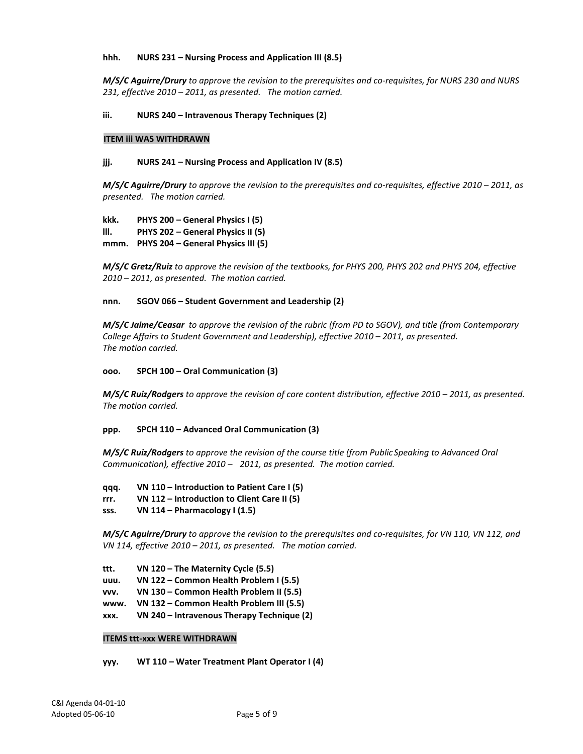**hhh. NURS 231 – Nursing Process and Application III (8.5)**

***M/S/C Aguirre/Drury*** *to approve the revision to the prerequisites and co-requisites, for NURS 230 and NURS 231, effective 2010 – 2011, as presented. The motion carried.*

**iii. NURS 240 – Intravenous Therapy Techniques (2)**

**ITEM iii WAS WITHDRAWN**

**jjj. NURS 241 – Nursing Process and Application IV (8.5)**

***M/S/C Aguirre/Drury*** *to approve the revision to the prerequisites and co-requisites, effective 2010 – 2011, as presented. The motion carried.*

**kkk. PHYS 200 – General Physics I (5)**
**lll. PHYS 202 – General Physics II (5)**
**mmm. PHYS 204 – General Physics III (5)**

***M/S/C Gretz/Ruiz*** *to approve the revision of the textbooks, for PHYS 200, PHYS 202 and PHYS 204, effective 2010 – 2011, as presented. The motion carried.*

**nnn. SGOV 066 – Student Government and Leadership (2)**

***M/S/C Jaime/Ceasar*** *to approve the revision of the rubric (from PD to SGOV), and title (from Contemporary College Affairs to Student Government and Leadership), effective 2010 – 2011, as presented. The motion carried.*

**ooo. SPCH 100 – Oral Communication (3)**

***M/S/C Ruiz/Rodgers*** *to approve the revision of core content distribution, effective 2010 – 2011, as presented. The motion carried.*

**ppp. SPCH 110 – Advanced Oral Communication (3)**

***M/S/C Ruiz/Rodgers*** *to approve the revision of the course title (from Public Speaking to Advanced Oral Communication), effective 2010 – 2011, as presented. The motion carried.*

**qqq. VN 110 – Introduction to Patient Care I (5)**
**rrr. VN 112 – Introduction to Client Care II (5)**
**sss. VN 114 – Pharmacology I (1.5)**

***M/S/C Aguirre/Drury*** *to approve the revision to the prerequisites and co-requisites, for VN 110, VN 112, and VN 114, effective 2010 – 2011, as presented. The motion carried.*

**ttt. VN 120 – The Maternity Cycle (5.5)**
**uuu. VN 122 – Common Health Problem I (5.5)**
**vvv. VN 130 – Common Health Problem II (5.5)**
**www. VN 132 – Common Health Problem III (5.5)**
**xxx. VN 240 – Intravenous Therapy Technique (2)**

**ITEMS ttt-xxx WERE WITHDRAWN**

**yyy. WT 110 – Water Treatment Plant Operator I (4)**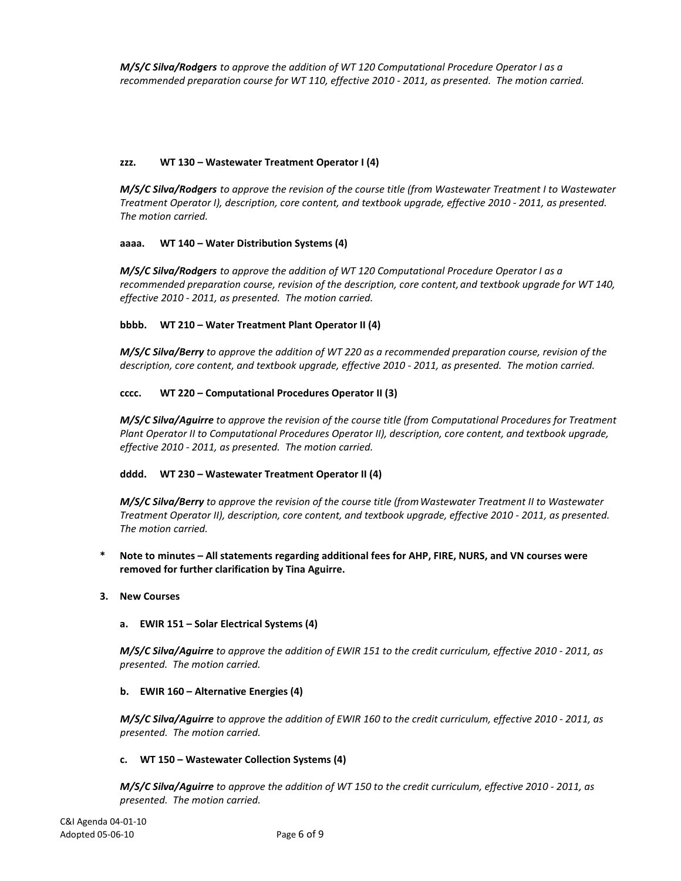***M/S/C Silva/Rodgers*** *to approve the addition of WT 120 Computational Procedure Operator I as a recommended preparation course for WT 110, effective 2010 - 2011, as presented. The motion carried.*

**zzz. WT 130 – Wastewater Treatment Operator I (4)**

***M/S/C Silva/Rodgers*** *to approve the revision of the course title (from Wastewater Treatment I to Wastewater Treatment Operator I), description, core content, and textbook upgrade, effective 2010 - 2011, as presented. The motion carried.*

**aaaa. WT 140 – Water Distribution Systems (4)**

***M/S/C Silva/Rodgers*** *to approve the addition of WT 120 Computational Procedure Operator I as a recommended preparation course, revision of the description, core content, and textbook upgrade for WT 140, effective 2010 - 2011, as presented. The motion carried.*

**bbbb. WT 210 – Water Treatment Plant Operator II (4)**

***M/S/C Silva/Berry*** *to approve the addition of WT 220 as a recommended preparation course, revision of the description, core content, and textbook upgrade, effective 2010 - 2011, as presented. The motion carried.*

**cccc. WT 220 – Computational Procedures Operator II (3)**

***M/S/C Silva/Aguirre*** *to approve the revision of the course title (from Computational Procedures for Treatment Plant Operator II to Computational Procedures Operator II), description, core content, and textbook upgrade, effective 2010 - 2011, as presented. The motion carried.*

**dddd. WT 230 – Wastewater Treatment Operator II (4)**

***M/S/C Silva/Berry*** *to approve the revision of the course title (from Wastewater Treatment II to Wastewater Treatment Operator II), description, core content, and textbook upgrade, effective 2010 - 2011, as presented. The motion carried.*

**\* Note to minutes – All statements regarding additional fees for AHP, FIRE, NURS, and VN courses were removed for further clarification by Tina Aguirre.**

**3. New Courses**

**a. EWIR 151 – Solar Electrical Systems (4)**

***M/S/C Silva/Aguirre*** *to approve the addition of EWIR 151 to the credit curriculum, effective 2010 - 2011, as presented. The motion carried.*

**b. EWIR 160 – Alternative Energies (4)**

***M/S/C Silva/Aguirre*** *to approve the addition of EWIR 160 to the credit curriculum, effective 2010 - 2011, as presented. The motion carried.*

**c. WT 150 – Wastewater Collection Systems (4)**

***M/S/C Silva/Aguirre*** *to approve the addition of WT 150 to the credit curriculum, effective 2010 - 2011, as presented. The motion carried.*

C&I Agenda 04-01-10
Adopted 05-06-10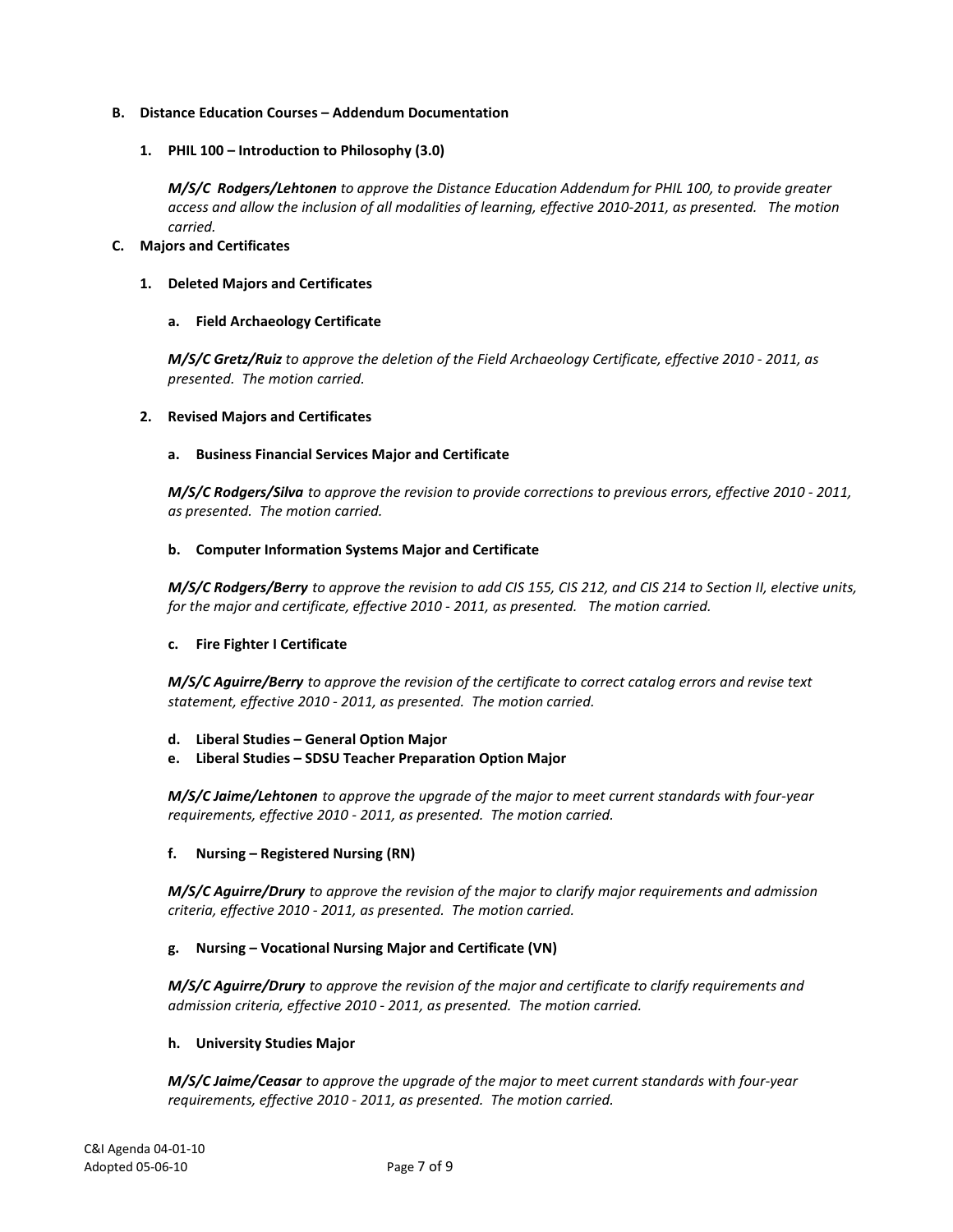**B. Distance Education Courses – Addendum Documentation**

**1. PHIL 100 – Introduction to Philosophy (3.0)**

***M/S/C Rodgers/Lehtonen*** *to approve the Distance Education Addendum for PHIL 100, to provide greater access and allow the inclusion of all modalities of learning, effective 2010-2011, as presented. The motion carried.*

**C. Majors and Certificates**

**1. Deleted Majors and Certificates**

**a. Field Archaeology Certificate**

***M/S/C Gretz/Ruiz*** *to approve the deletion of the Field Archaeology Certificate, effective 2010 - 2011, as presented. The motion carried.*

**2. Revised Majors and Certificates**

**a. Business Financial Services Major and Certificate**

***M/S/C Rodgers/Silva*** *to approve the revision to provide corrections to previous errors, effective 2010 - 2011, as presented. The motion carried.*

**b. Computer Information Systems Major and Certificate**

***M/S/C Rodgers/Berry*** *to approve the revision to add CIS 155, CIS 212, and CIS 214 to Section II, elective units, for the major and certificate, effective 2010 - 2011, as presented. The motion carried.*

**c. Fire Fighter I Certificate**

***M/S/C Aguirre/Berry*** *to approve the revision of the certificate to correct catalog errors and revise text statement, effective 2010 - 2011, as presented. The motion carried.*

**d. Liberal Studies – General Option Major**
**e. Liberal Studies – SDSU Teacher Preparation Option Major**

***M/S/C Jaime/Lehtonen*** *to approve the upgrade of the major to meet current standards with four-year requirements, effective 2010 - 2011, as presented. The motion carried.*

**f. Nursing – Registered Nursing (RN)**

***M/S/C Aguirre/Drury*** *to approve the revision of the major to clarify major requirements and admission criteria, effective 2010 - 2011, as presented. The motion carried.*

**g. Nursing – Vocational Nursing Major and Certificate (VN)**

***M/S/C Aguirre/Drury*** *to approve the revision of the major and certificate to clarify requirements and admission criteria, effective 2010 - 2011, as presented. The motion carried.*

**h. University Studies Major**

***M/S/C Jaime/Ceasar*** *to approve the upgrade of the major to meet current standards with four-year requirements, effective 2010 - 2011, as presented. The motion carried.*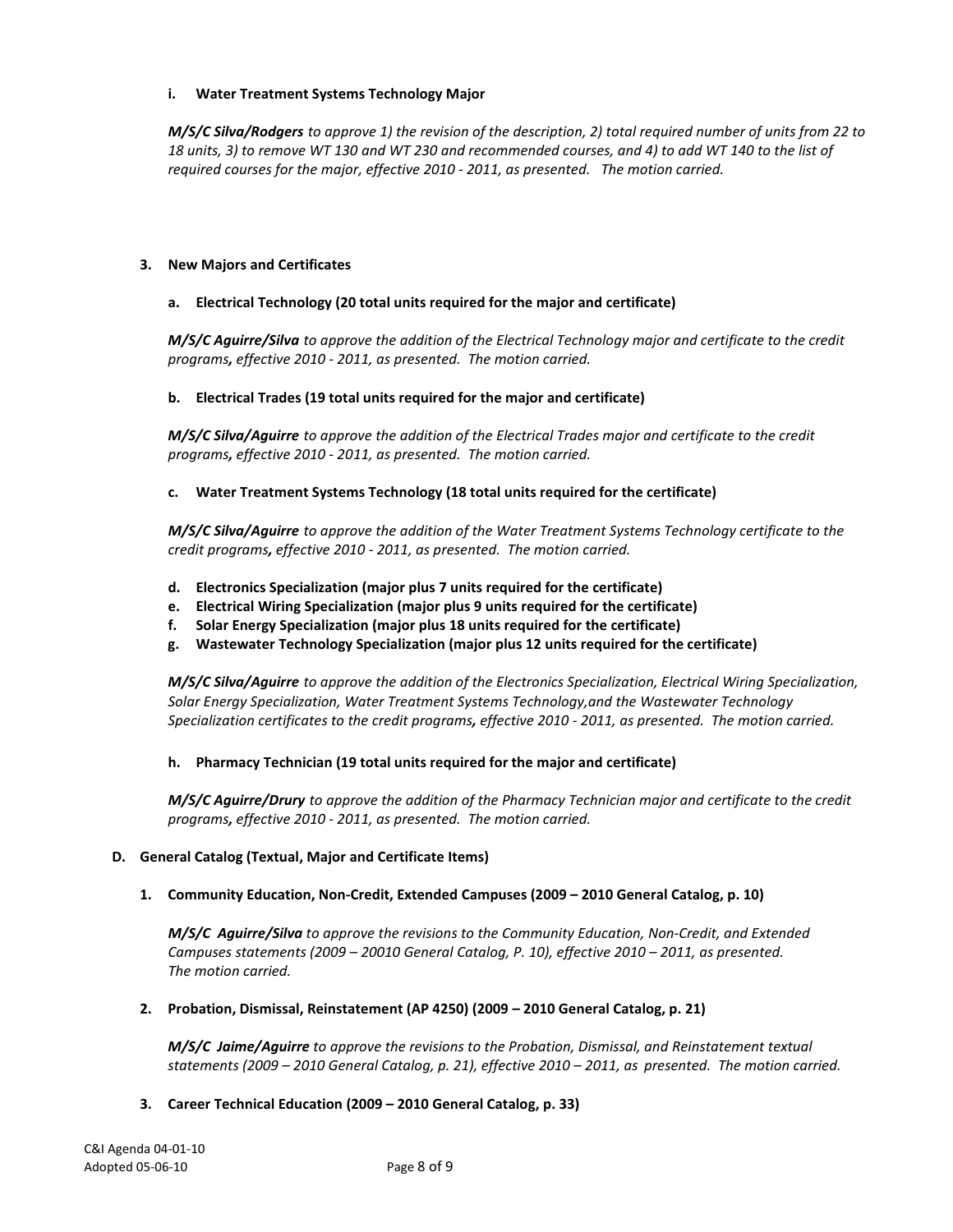**i. Water Treatment Systems Technology Major**

***M/S/C Silva/Rodgers*** *to approve 1) the revision of the description, 2) total required number of units from 22 to 18 units, 3) to remove WT 130 and WT 230 and recommended courses, and 4) to add WT 140 to the list of required courses for the major, effective 2010 - 2011, as presented. The motion carried.*

**3. New Majors and Certificates**

**a. Electrical Technology (20 total units required for the major and certificate)**

***M/S/C Aguirre/Silva*** *to approve the addition of the Electrical Technology major and certificate to the credit programs****,*** *effective 2010 - 2011, as presented. The motion carried.*

**b. Electrical Trades (19 total units required for the major and certificate)**

***M/S/C Silva/Aguirre*** *to approve the addition of the Electrical Trades major and certificate to the credit programs****,*** *effective 2010 - 2011, as presented. The motion carried.*

**c. Water Treatment Systems Technology (18 total units required for the certificate)**

***M/S/C Silva/Aguirre*** *to approve the addition of the Water Treatment Systems Technology certificate to the credit programs****,*** *effective 2010 - 2011, as presented. The motion carried.*

**d. Electronics Specialization (major plus 7 units required for the certificate)**
**e. Electrical Wiring Specialization (major plus 9 units required for the certificate)**
**f. Solar Energy Specialization (major plus 18 units required for the certificate)**
**g. Wastewater Technology Specialization (major plus 12 units required for the certificate)**

***M/S/C Silva/Aguirre*** *to approve the addition of the Electronics Specialization, Electrical Wiring Specialization, Solar Energy Specialization, Water Treatment Systems Technology,and the Wastewater Technology Specialization certificates to the credit programs****,*** *effective 2010 - 2011, as presented. The motion carried.*

**h. Pharmacy Technician (19 total units required for the major and certificate)**

***M/S/C Aguirre/Drury*** *to approve the addition of the Pharmacy Technician major and certificate to the credit programs****,*** *effective 2010 - 2011, as presented. The motion carried.*

**D. General Catalog (Textual, Major and Certificate Items)**

**1. Community Education, Non-Credit, Extended Campuses (2009 – 2010 General Catalog, p. 10)**

***M/S/C Aguirre/Silva*** *to approve the revisions to the Community Education, Non-Credit, and Extended Campuses statements (2009 – 20010 General Catalog, P. 10), effective 2010 – 2011, as presented. The motion carried.*

**2. Probation, Dismissal, Reinstatement (AP 4250) (2009 – 2010 General Catalog, p. 21)**

***M/S/C Jaime/Aguirre*** *to approve the revisions to the Probation, Dismissal, and Reinstatement textual statements (2009 – 2010 General Catalog, p. 21), effective 2010 – 2011, as presented. The motion carried.*

**3. Career Technical Education (2009 – 2010 General Catalog, p. 33)**

C&I Agenda 04-01-10
Adopted 05-06-10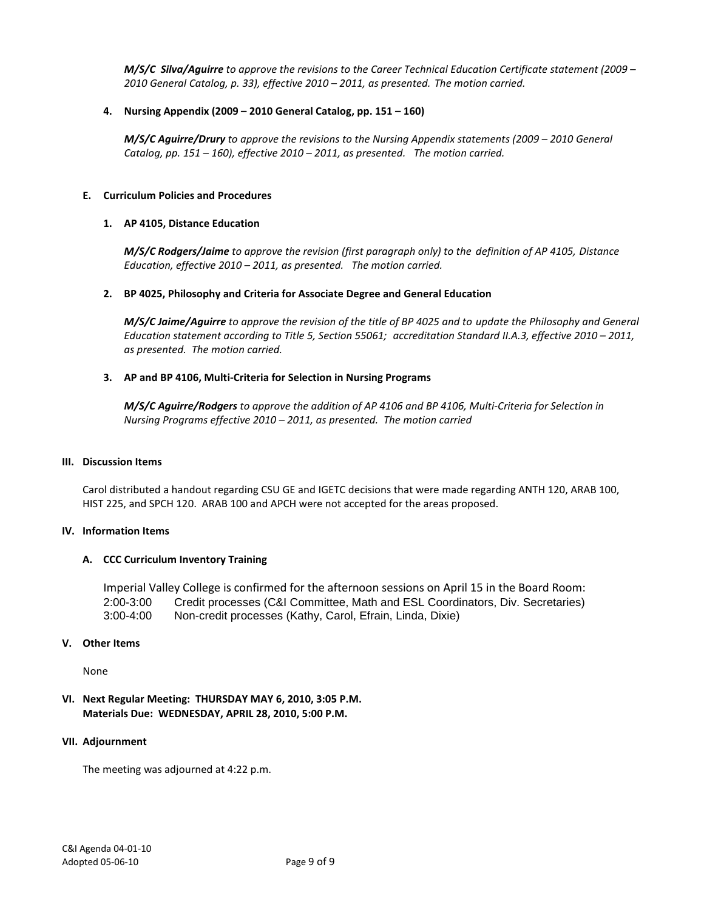***M/S/C Silva/Aguirre*** *to approve the revisions to the Career Technical Education Certificate statement (2009 – 2010 General Catalog, p. 33), effective 2010 – 2011, as presented. The motion carried.*

**4. Nursing Appendix (2009 – 2010 General Catalog, pp. 151 – 160)**

***M/S/C Aguirre/Drury*** *to approve the revisions to the Nursing Appendix statements (2009 – 2010 General Catalog, pp. 151 – 160), effective 2010 – 2011, as presented. The motion carried.*

**E. Curriculum Policies and Procedures**

**1. AP 4105, Distance Education**

***M/S/C Rodgers/Jaime*** *to approve the revision (first paragraph only) to the definition of AP 4105, Distance Education, effective 2010 – 2011, as presented. The motion carried.*

**2. BP 4025, Philosophy and Criteria for Associate Degree and General Education**

***M/S/C Jaime/Aguirre*** *to approve the revision of the title of BP 4025 and to update the Philosophy and General Education statement according to Title 5, Section 55061; accreditation Standard II.A.3, effective 2010 – 2011, as presented. The motion carried.*

**3. AP and BP 4106, Multi-Criteria for Selection in Nursing Programs**

***M/S/C Aguirre/Rodgers*** *to approve the addition of AP 4106 and BP 4106, Multi-Criteria for Selection in Nursing Programs effective 2010 – 2011, as presented. The motion carried*

## III. Discussion Items

Carol distributed a handout regarding CSU GE and IGETC decisions that were made regarding ANTH 120, ARAB 100, HIST 225, and SPCH 120. ARAB 100 and APCH were not accepted for the areas proposed.

## IV. Information Items

**A. CCC Curriculum Inventory Training**

Imperial Valley College is confirmed for the afternoon sessions on April 15 in the Board Room:
2:00-3:00 Credit processes (C&I Committee, Math and ESL Coordinators, Div. Secretaries)
3:00-4:00 Non-credit processes (Kathy, Carol, Efrain, Linda, Dixie)

## V. Other Items

None

## VI. Next Regular Meeting: THURSDAY MAY 6, 2010, 3:05 P.M.
**Materials Due: WEDNESDAY, APRIL 28, 2010, 5:00 P.M.**

## VII. Adjournment

The meeting was adjourned at 4:22 p.m.